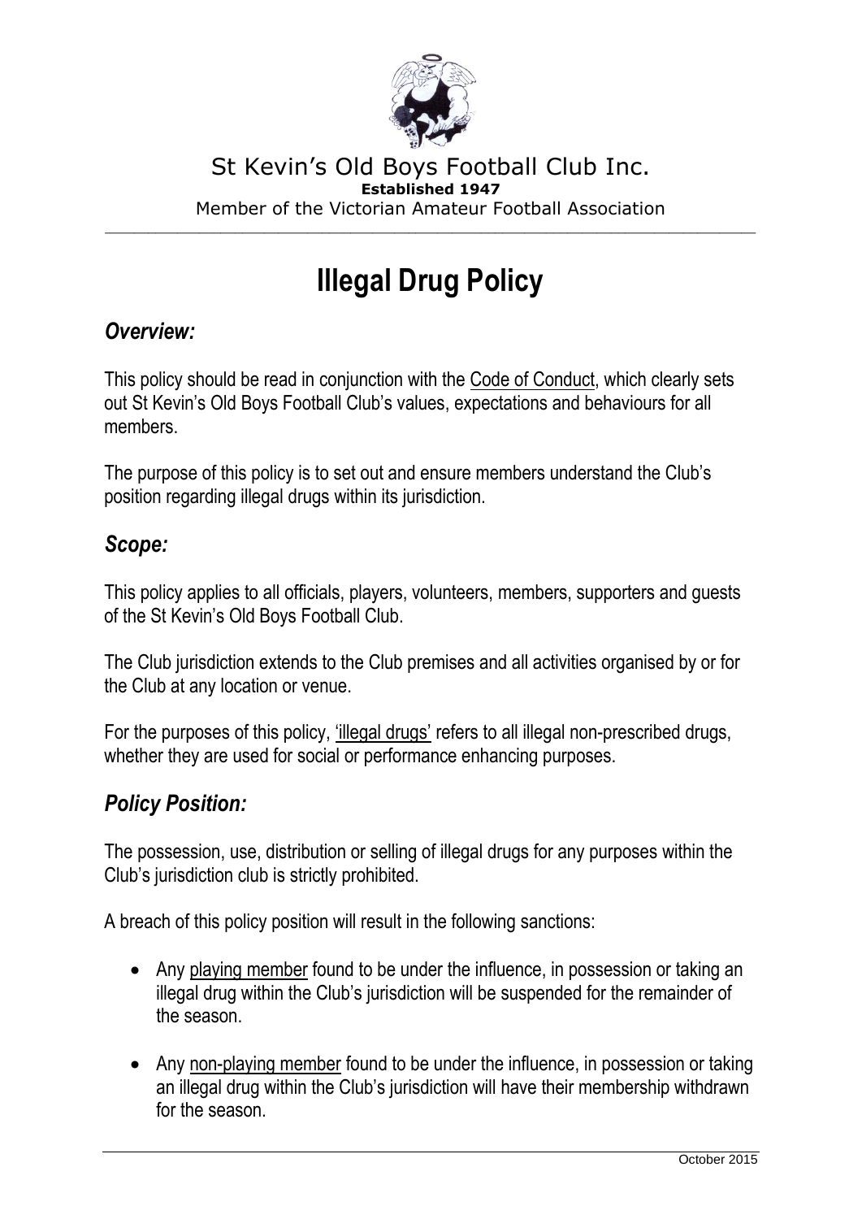St Kevin's Old Boys Football Club Inc.

**Established 1947**

Member of the Victorian Amateur Football Association

# Illegal Drug Policy

## *Overview:*

This policy should be read in conjunction with the Code of Conduct, which clearly sets out St Kevin's Old Boys Football Club's values, expectations and behaviours for all members.

The purpose of this policy is to set out and ensure members understand the Club's position regarding illegal drugs within its jurisdiction.

## *Scope:*

This policy applies to all officials, players, volunteers, members, supporters and guests of the St Kevin's Old Boys Football Club.

The Club jurisdiction extends to the Club premises and all activities organised by or for the Club at any location or venue.

For the purposes of this policy, 'illegal drugs' refers to all illegal non-prescribed drugs, whether they are used for social or performance enhancing purposes.

## *Policy Position:*

The possession, use, distribution or selling of illegal drugs for any purposes within the Club's jurisdiction club is strictly prohibited.

A breach of this policy position will result in the following sanctions:

- Any playing member found to be under the influence, in possession or taking an illegal drug within the Club's jurisdiction will be suspended for the remainder of the season.

- Any non-playing member found to be under the influence, in possession or taking an illegal drug within the Club's jurisdiction will have their membership withdrawn for the season.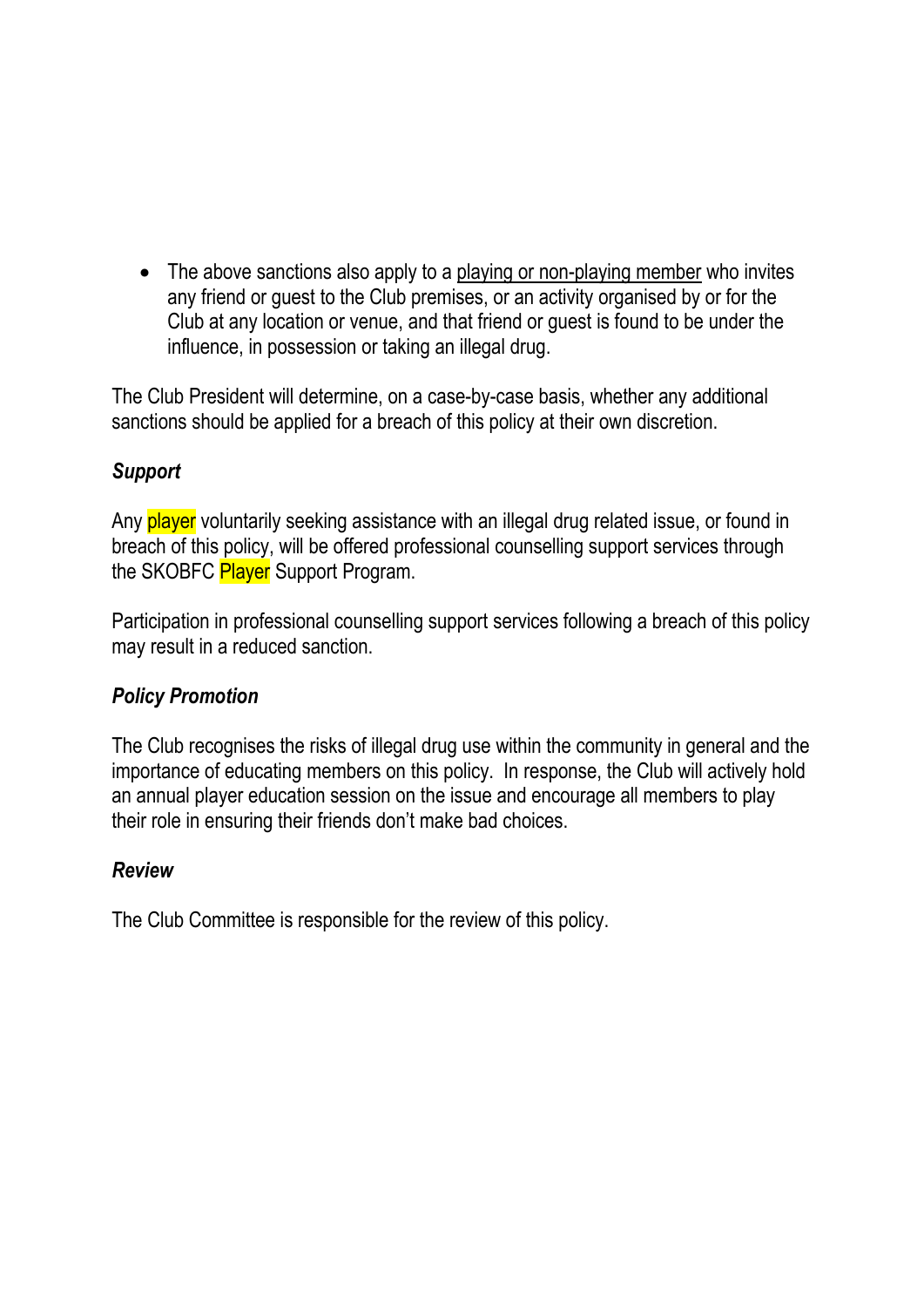- The above sanctions also apply to a playing or non-playing member who invites any friend or guest to the Club premises, or an activity organised by or for the Club at any location or venue, and that friend or guest is found to be under the influence, in possession or taking an illegal drug.

The Club President will determine, on a case-by-case basis, whether any additional sanctions should be applied for a breach of this policy at their own discretion.

***Support***

Any player voluntarily seeking assistance with an illegal drug related issue, or found in breach of this policy, will be offered professional counselling support services through the SKOBFC Player Support Program.

Participation in professional counselling support services following a breach of this policy may result in a reduced sanction.

***Policy Promotion***

The Club recognises the risks of illegal drug use within the community in general and the importance of educating members on this policy. In response, the Club will actively hold an annual player education session on the issue and encourage all members to play their role in ensuring their friends don't make bad choices.

***Review***

The Club Committee is responsible for the review of this policy.